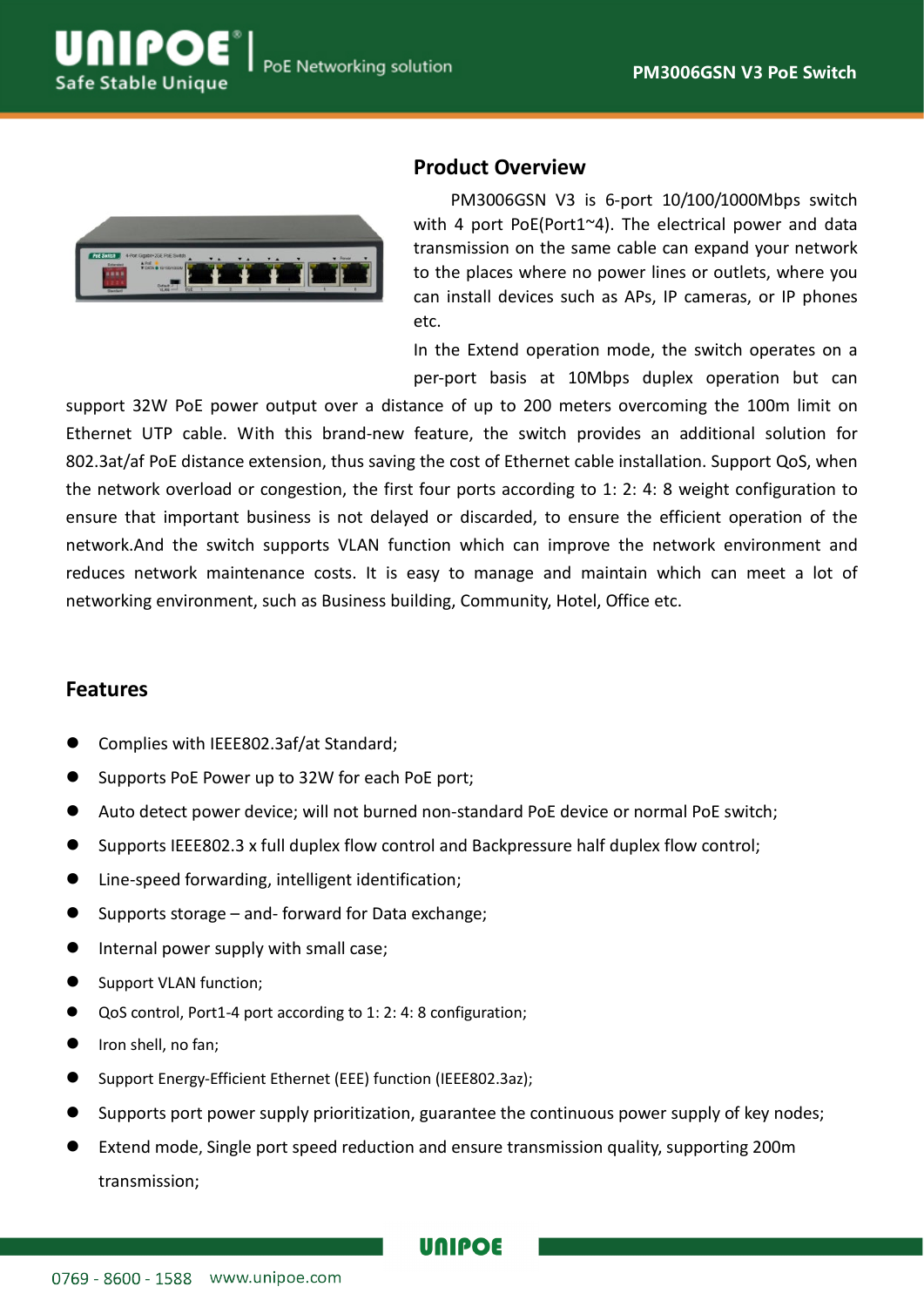## Product Overview

PM3006GSN V3 is 6-port 10/100/1000Mbps switch with 4 port PoE(Port1~4). The electrical power and data transmission on the same cable can expand your network to the places where no power lines or outlets, where you can install devices such as APs, IP cameras, or IP phones etc.

In the Extend operation mode, the switch operates on a per-port basis at 10Mbps duplex operation but can support 32W PoE power output over a distance of up to 200 meters overcoming the 100m limit on Ethernet UTP cable. With this brand-new feature, the switch provides an additional solution for 802.3at/af PoE distance extension, thus saving the cost of Ethernet cable installation. Support QoS, when the network overload or congestion, the first four ports according to 1: 2: 4: 8 weight configuration to ensure that important business is not delayed or discarded, to ensure the efficient operation of the network.And the switch supports VLAN function which can improve the network environment and reduces network maintenance costs. It is easy to manage and maintain which can meet a lot of networking environment, such as Business building, Community, Hotel, Office etc.

## Features

- Complies with IEEE802.3af/at Standard;
- Supports PoE Power up to 32W for each PoE port;
- Auto detect power device; will not burned non-standard PoE device or normal PoE switch;
- Supports IEEE802.3 x full duplex flow control and Backpressure half duplex flow control;
- Line-speed forwarding, intelligent identification;
- Supports storage – and- forward for Data exchange;
- Internal power supply with small case;
- Support VLAN function;
- QoS control, Port1-4 port according to 1: 2: 4: 8 configuration;
- Iron shell, no fan;
- Support Energy-Efficient Ethernet (EEE) function (IEEE802.3az);
- Supports port power supply prioritization, guarantee the continuous power supply of key nodes;
- Extend mode, Single port speed reduction and ensure transmission quality, supporting 200m transmission;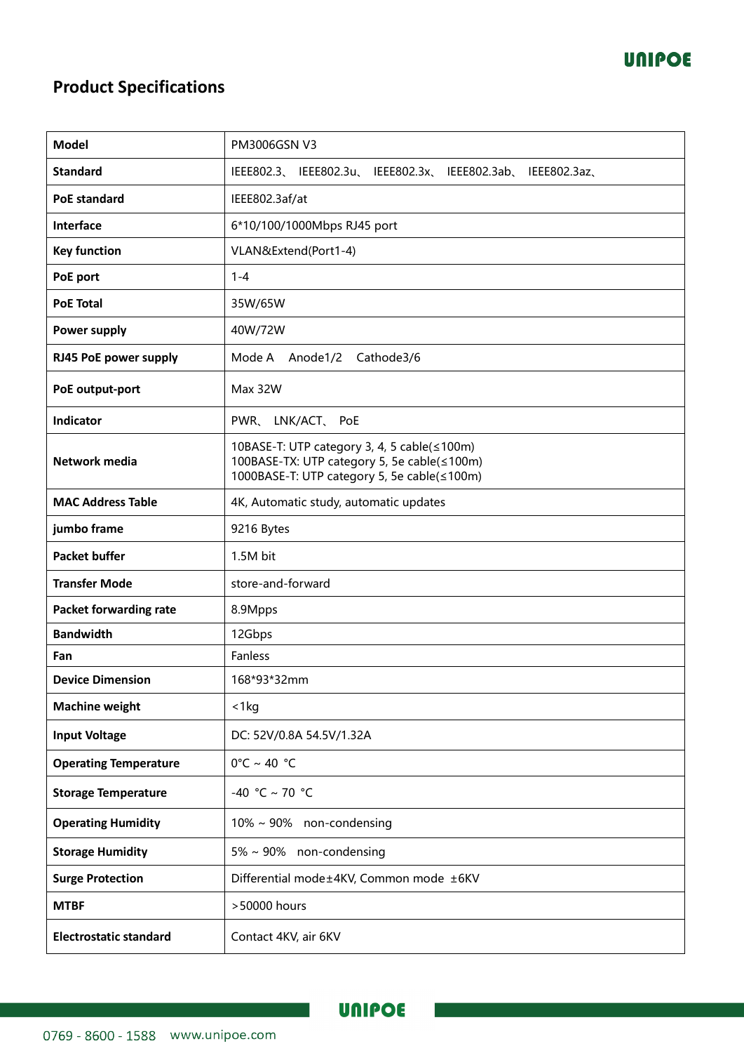## Product Specifications

| Model | PM3006GSN V3 |
|---|---|
| Standard | IEEE802.3、 IEEE802.3u、 IEEE802.3x、 IEEE802.3ab、 IEEE802.3az、 |
| PoE standard | IEEE802.3af/at |
| Interface | 6*10/100/1000Mbps RJ45 port |
| Key function | VLAN&Extend(Port1-4) |
| PoE port | 1-4 |
| PoE Total | 35W/65W |
| Power supply | 40W/72W |
| RJ45 PoE power supply | Mode A Anode1/2 Cathode3/6 |
| PoE output-port | Max 32W |
| Indicator | PWR、 LNK/ACT、 PoE |
| Network media | 10BASE-T: UTP category 3, 4, 5 cable(≤100m)<br>100BASE-TX: UTP category 5, 5e cable(≤100m)<br>1000BASE-T: UTP category 5, 5e cable(≤100m) |
| MAC Address Table | 4K, Automatic study, automatic updates |
| jumbo frame | 9216 Bytes |
| Packet buffer | 1.5M bit |
| Transfer Mode | store-and-forward |
| Packet forwarding rate | 8.9Mpps |
| Bandwidth | 12Gbps |
| Fan | Fanless |
| Device Dimension | 168*93*32mm |
| Machine weight | <1kg |
| Input Voltage | DC: 52V/0.8A 54.5V/1.32A |
| Operating Temperature | 0°C ~ 40 °C |
| Storage Temperature | -40 °C ~ 70 °C |
| Operating Humidity | 10% ~ 90% non-condensing |
| Storage Humidity | 5% ~ 90% non-condensing |
| Surge Protection | Differential mode±4KV, Common mode ±6KV |
| MTBF | >50000 hours |
| Electrostatic standard | Contact 4KV, air 6KV |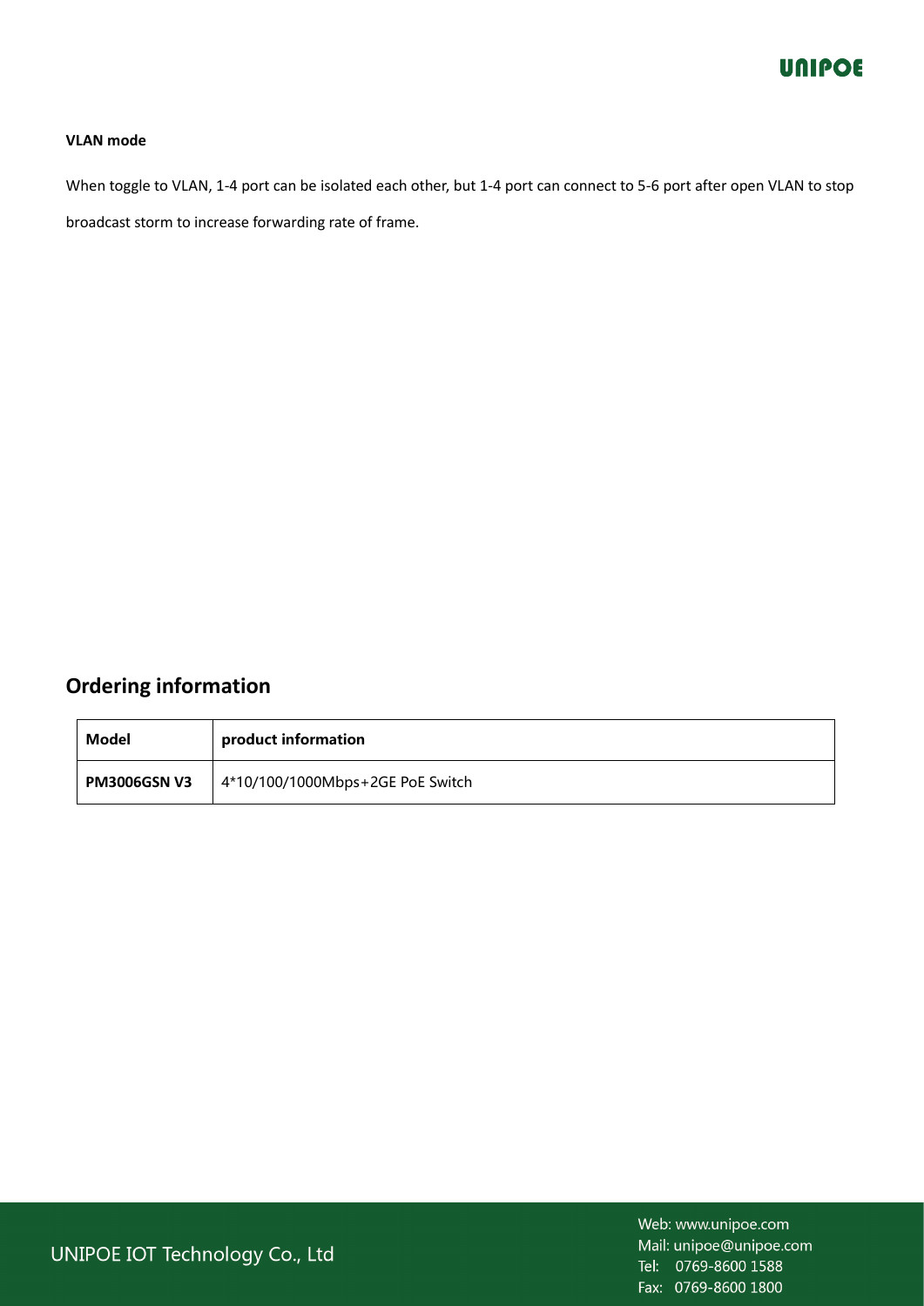**VLAN mode**

When toggle to VLAN, 1-4 port can be isolated each other, but 1-4 port can connect to 5-6 port after open VLAN to stop broadcast storm to increase forwarding rate of frame.

## Ordering information

| Model | product information |
|---|---|
| **PM3006GSN V3** | 4*10/100/1000Mbps+2GE PoE Switch |